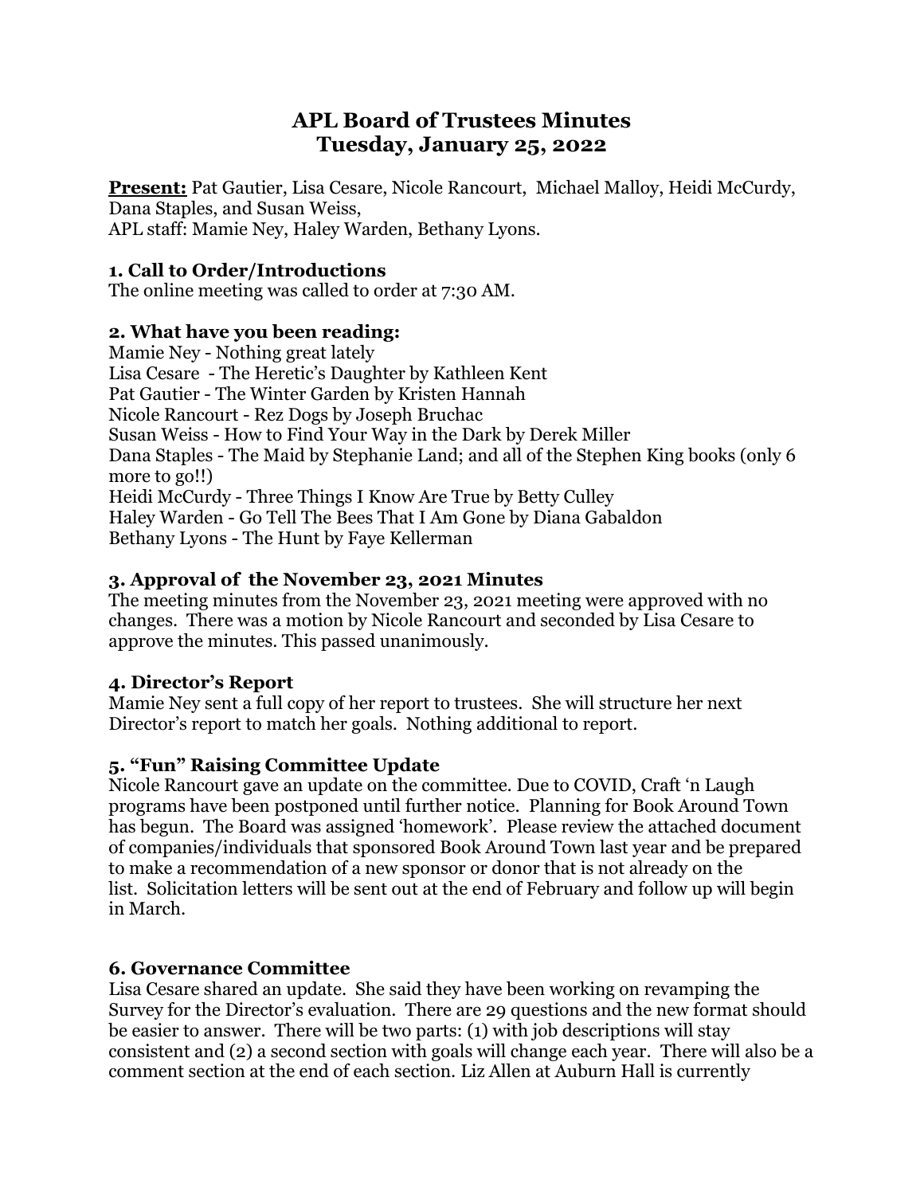# APL Board of Trustees Minutes
# Tuesday, January 25, 2022

**Present:** Pat Gautier, Lisa Cesare, Nicole Rancourt, Michael Malloy, Heidi McCurdy, Dana Staples, and Susan Weiss,
APL staff: Mamie Ney, Haley Warden, Bethany Lyons.

### 1. Call to Order/Introductions

The online meeting was called to order at 7:30 AM.

### 2. What have you been reading:

Mamie Ney - Nothing great lately
Lisa Cesare - The Heretic's Daughter by Kathleen Kent
Pat Gautier - The Winter Garden by Kristen Hannah
Nicole Rancourt - Rez Dogs by Joseph Bruchac
Susan Weiss - How to Find Your Way in the Dark by Derek Miller
Dana Staples - The Maid by Stephanie Land; and all of the Stephen King books (only 6 more to go!!)
Heidi McCurdy - Three Things I Know Are True by Betty Culley
Haley Warden - Go Tell The Bees That I Am Gone by Diana Gabaldon
Bethany Lyons - The Hunt by Faye Kellerman

### 3. Approval of the November 23, 2021 Minutes

The meeting minutes from the November 23, 2021 meeting were approved with no changes. There was a motion by Nicole Rancourt and seconded by Lisa Cesare to approve the minutes. This passed unanimously.

### 4. Director's Report

Mamie Ney sent a full copy of her report to trustees. She will structure her next Director's report to match her goals. Nothing additional to report.

### 5. "Fun" Raising Committee Update

Nicole Rancourt gave an update on the committee. Due to COVID, Craft 'n Laugh programs have been postponed until further notice. Planning for Book Around Town has begun. The Board was assigned 'homework'. Please review the attached document of companies/individuals that sponsored Book Around Town last year and be prepared to make a recommendation of a new sponsor or donor that is not already on the list. Solicitation letters will be sent out at the end of February and follow up will begin in March.

### 6. Governance Committee

Lisa Cesare shared an update. She said they have been working on revamping the Survey for the Director's evaluation. There are 29 questions and the new format should be easier to answer. There will be two parts: (1) with job descriptions will stay consistent and (2) a second section with goals will change each year. There will also be a comment section at the end of each section. Liz Allen at Auburn Hall is currently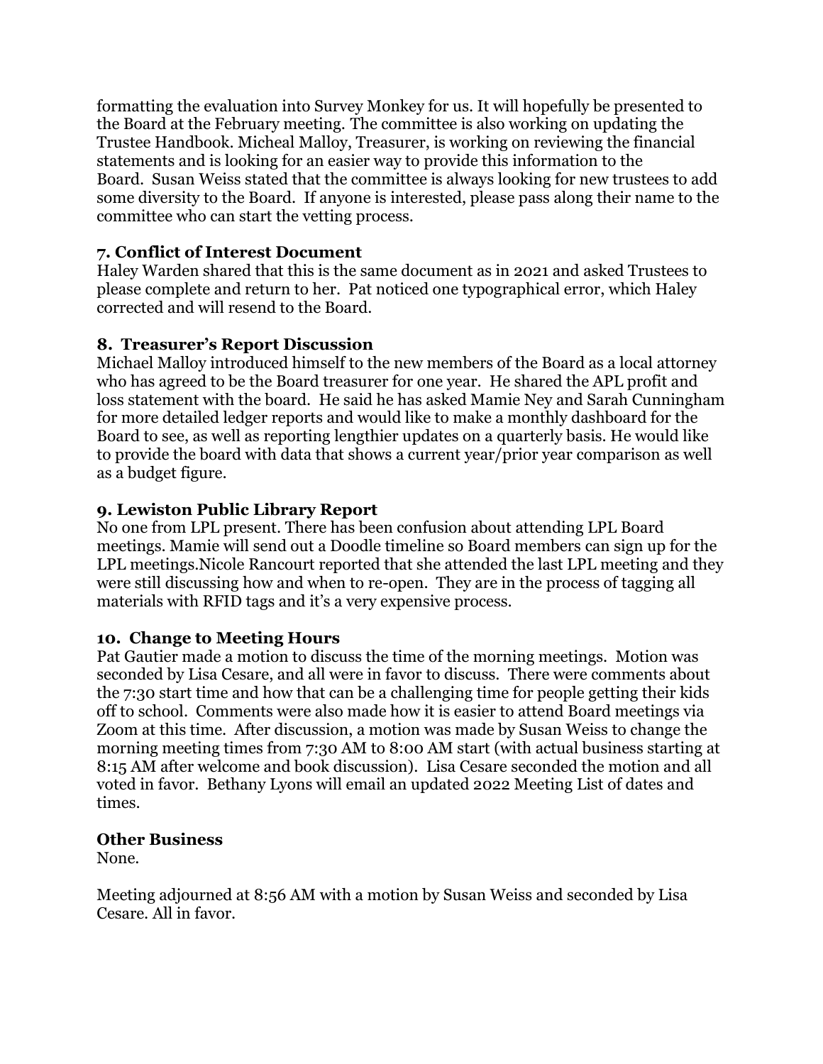formatting the evaluation into Survey Monkey for us. It will hopefully be presented to the Board at the February meeting. The committee is also working on updating the Trustee Handbook. Micheal Malloy, Treasurer, is working on reviewing the financial statements and is looking for an easier way to provide this information to the Board. Susan Weiss stated that the committee is always looking for new trustees to add some diversity to the Board. If anyone is interested, please pass along their name to the committee who can start the vetting process.

### 7. Conflict of Interest Document

Haley Warden shared that this is the same document as in 2021 and asked Trustees to please complete and return to her. Pat noticed one typographical error, which Haley corrected and will resend to the Board.

### 8. Treasurer's Report Discussion

Michael Malloy introduced himself to the new members of the Board as a local attorney who has agreed to be the Board treasurer for one year. He shared the APL profit and loss statement with the board. He said he has asked Mamie Ney and Sarah Cunningham for more detailed ledger reports and would like to make a monthly dashboard for the Board to see, as well as reporting lengthier updates on a quarterly basis. He would like to provide the board with data that shows a current year/prior year comparison as well as a budget figure.

### 9. Lewiston Public Library Report

No one from LPL present. There has been confusion about attending LPL Board meetings. Mamie will send out a Doodle timeline so Board members can sign up for the LPL meetings.Nicole Rancourt reported that she attended the last LPL meeting and they were still discussing how and when to re-open. They are in the process of tagging all materials with RFID tags and it's a very expensive process.

### 10. Change to Meeting Hours

Pat Gautier made a motion to discuss the time of the morning meetings. Motion was seconded by Lisa Cesare, and all were in favor to discuss. There were comments about the 7:30 start time and how that can be a challenging time for people getting their kids off to school. Comments were also made how it is easier to attend Board meetings via Zoom at this time. After discussion, a motion was made by Susan Weiss to change the morning meeting times from 7:30 AM to 8:00 AM start (with actual business starting at 8:15 AM after welcome and book discussion). Lisa Cesare seconded the motion and all voted in favor. Bethany Lyons will email an updated 2022 Meeting List of dates and times.

### Other Business

None.

Meeting adjourned at 8:56 AM with a motion by Susan Weiss and seconded by Lisa Cesare. All in favor.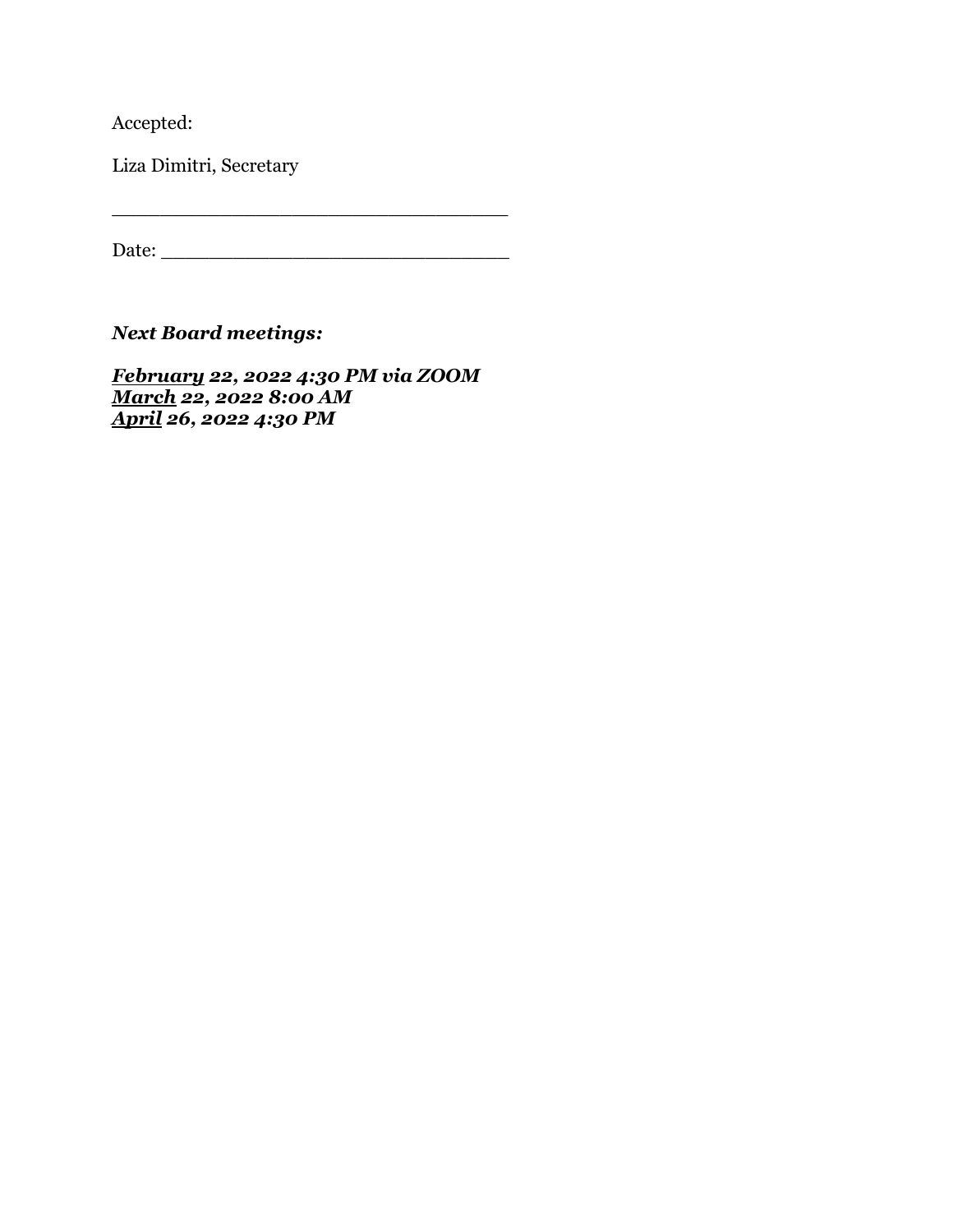Accepted:

Liza Dimitri, Secretary

__________________________________

Date: ______________________________

***Next Board meetings:***

***<u>February</u> 22, 2022 4:30 PM via ZOOM***
***<u>March</u> 22, 2022 8:00 AM***
***<u>April</u> 26, 2022 4:30 PM***